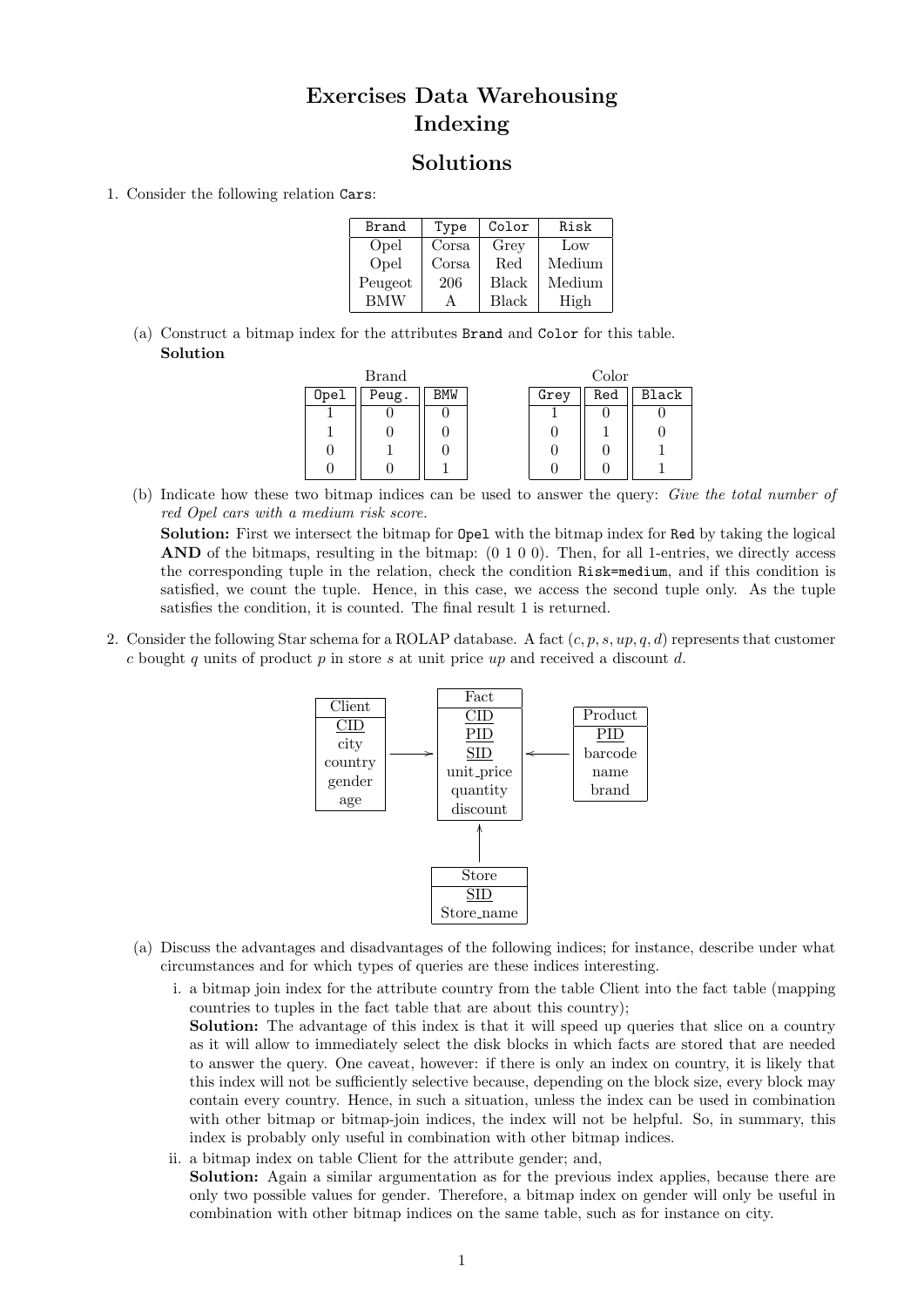# Exercises Data Warehousing
# Indexing

## Solutions

1. Consider the following relation `Cars`:

| Brand | Type | Color | Risk |
|---|---|---|---|
| Opel | Corsa | Grey | Low |
| Opel | Corsa | Red | Medium |
| Peugeot | 206 | Black | Medium |
| BMW | A | Black | High |

   (a) Construct a bitmap index for the attributes `Brand` and `Color` for this table.
   **Solution**

Brand

| Opel | Peug. | BMW |
|---|---|---|
| 1 | 0 | 0 |
| 1 | 0 | 0 |
| 0 | 1 | 0 |
| 0 | 0 | 1 |

Color

| Grey | Red | Black |
|---|---|---|
| 1 | 0 | 0 |
| 0 | 1 | 0 |
| 0 | 0 | 1 |
| 0 | 0 | 1 |

   (b) Indicate how these two bitmap indices can be used to answer the query: *Give the total number of red Opel cars with a medium risk score.*
   **Solution:** First we intersect the bitmap for `Opel` with the bitmap index for `Red` by taking the logical **AND** of the bitmaps, resulting in the bitmap: (0 1 0 0). Then, for all 1-entries, we directly access the corresponding tuple in the relation, check the condition `Risk=medium`, and if this condition is satisfied, we count the tuple. Hence, in this case, we access the second tuple only. As the tuple satisfies the condition, it is counted. The final result 1 is returned.

2. Consider the following Star schema for a ROLAP database. A fact $(c, p, s, up, q, d)$ represents that customer $c$ bought $q$ units of product $p$ in store $s$ at unit price $up$ and received a discount $d$.

Client: CID (key), city, country, gender, age → Fact

Fact: CID (key), PID (key), SID (key), unit_price, quantity, discount

Product: PID (key), barcode, name, brand → Fact

Store: SID (key), Store_name → Fact

   (a) Discuss the advantages and disadvantages of the following indices; for instance, describe under what circumstances and for which types of queries are these indices interesting.

      i. a bitmap join index for the attribute country from the table Client into the fact table (mapping countries to tuples in the fact table that are about this country);
      **Solution:** The advantage of this index is that it will speed up queries that slice on a country as it will allow to immediately select the disk blocks in which facts are stored that are needed to answer the query. One caveat, however: if there is only an index on country, it is likely that this index will not be sufficiently selective because, depending on the block size, every block may contain every country. Hence, in such a situation, unless the index can be used in combination with other bitmap or bitmap-join indices, the index will not be helpful. So, in summary, this index is probably only useful in combination with other bitmap indices.

      ii. a bitmap index on table Client for the attribute gender; and,
      **Solution:** Again a similar argumentation as for the previous index applies, because there are only two possible values for gender. Therefore, a bitmap index on gender will only be useful in combination with other bitmap indices on the same table, such as for instance on city.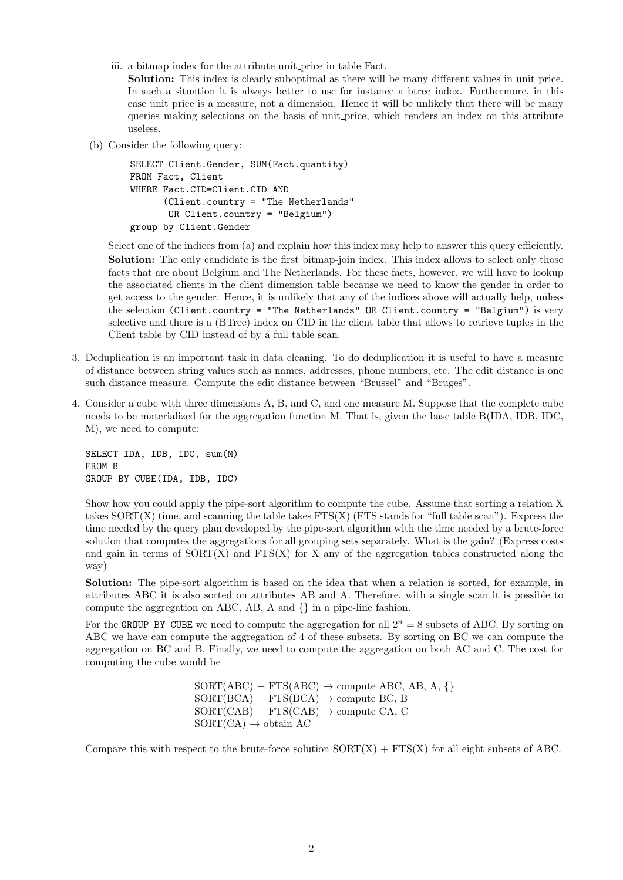iii. a bitmap index for the attribute unit_price in table Fact.

**Solution:** This index is clearly suboptimal as there will be many different values in unit_price. In such a situation it is always better to use for instance a btree index. Furthermore, in this case unit_price is a measure, not a dimension. Hence it will be unlikely that there will be many queries making selections on the basis of unit_price, which renders an index on this attribute useless.

(b) Consider the following query:

```
SELECT Client.Gender, SUM(Fact.quantity)
FROM Fact, Client
WHERE Fact.CID=Client.CID AND
      (Client.country = "The Netherlands"
       OR Client.country = "Belgium")
group by Client.Gender
```

Select one of the indices from (a) and explain how this index may help to answer this query efficiently.

**Solution:** The only candidate is the first bitmap-join index. This index allows to select only those facts that are about Belgium and The Netherlands. For these facts, however, we will have to lookup the associated clients in the client dimension table because we need to know the gender in order to get access to the gender. Hence, it is unlikely that any of the indices above will actually help, unless the selection `(Client.country = "The Netherlands" OR Client.country = "Belgium")` is very selective and there is a (BTree) index on CID in the client table that allows to retrieve tuples in the Client table by CID instead of by a full table scan.

3. Deduplication is an important task in data cleaning. To do deduplication it is useful to have a measure of distance between string values such as names, addresses, phone numbers, etc. The edit distance is one such distance measure. Compute the edit distance between "Brussel" and "Bruges".

4. Consider a cube with three dimensions A, B, and C, and one measure M. Suppose that the complete cube needs to be materialized for the aggregation function M. That is, given the base table B(IDA, IDB, IDC, M), we need to compute:

```
SELECT IDA, IDB, IDC, sum(M)
FROM B
GROUP BY CUBE(IDA, IDB, IDC)
```

Show how you could apply the pipe-sort algorithm to compute the cube. Assume that sorting a relation X takes SORT(X) time, and scanning the table takes FTS(X) (FTS stands for "full table scan"). Express the time needed by the query plan developed by the pipe-sort algorithm with the time needed by a brute-force solution that computes the aggregations for all grouping sets separately. What is the gain? (Express costs and gain in terms of SORT(X) and FTS(X) for X any of the aggregation tables constructed along the way)

**Solution:** The pipe-sort algorithm is based on the idea that when a relation is sorted, for example, in attributes ABC it is also sorted on attributes AB and A. Therefore, with a single scan it is possible to compute the aggregation on ABC, AB, A and {} in a pipe-line fashion.

For the `GROUP BY CUBE` we need to compute the aggregation for all $2^n = 8$ subsets of ABC. By sorting on ABC we have can compute the aggregation of 4 of these subsets. By sorting on BC we can compute the aggregation on BC and B. Finally, we need to compute the aggregation on both AC and C. The cost for computing the cube would be

$$
\begin{aligned}
&\text{SORT(ABC)} + \text{FTS(ABC)} \rightarrow \text{compute ABC, AB, A, \{\}} \\
&\text{SORT(BCA)} + \text{FTS(BCA)} \rightarrow \text{compute BC, B} \\
&\text{SORT(CAB)} + \text{FTS(CAB)} \rightarrow \text{compute CA, C} \\
&\text{SORT(CA)} \rightarrow \text{obtain AC}
\end{aligned}
$$

Compare this with respect to the brute-force solution SORT(X) + FTS(X) for all eight subsets of ABC.